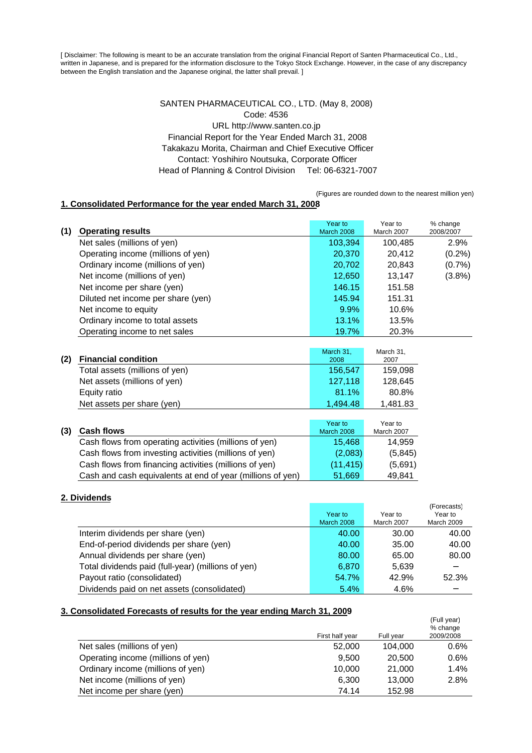[ Disclaimer: The following is meant to be an accurate translation from the original Financial Report of Santen Pharmaceutical Co., Ltd., written in Japanese, and is prepared for the information disclosure to the Tokyo Stock Exchange. However, in the case of any discrepancy between the English translation and the Japanese original, the latter shall prevail. ]

SANTEN PHARMACEUTICAL CO., LTD. (May 8, 2008)
Code: 4536
URL http://www.santen.co.jp
Financial Report for the Year Ended March 31, 2008
Takakazu Morita, Chairman and Chief Executive Officer
Contact: Yoshihiro Noutsuka, Corporate Officer
Head of Planning & Control Division Tel: 06-6321-7007

(Figures are rounded down to the nearest million yen)

## 1. Consolidated Performance for the year ended March 31, 2008

| (1) Operating results | Year to March 2008 | Year to March 2007 | % change 2008/2007 |
|---|---|---|---|
| Net sales (millions of yen) | 103,394 | 100,485 | 2.9% |
| Operating income (millions of yen) | 20,370 | 20,412 | (0.2%) |
| Ordinary income (millions of yen) | 20,702 | 20,843 | (0.7%) |
| Net income (millions of yen) | 12,650 | 13,147 | (3.8%) |
| Net income per share (yen) | 146.15 | 151.58 | |
| Diluted net income per share (yen) | 145.94 | 151.31 | |
| Net income to equity | 9.9% | 10.6% | |
| Ordinary income to total assets | 13.1% | 13.5% | |
| Operating income to net sales | 19.7% | 20.3% | |

| (2) Financial condition | March 31, 2008 | March 31, 2007 |
|---|---|---|
| Total assets (millions of yen) | 156,547 | 159,098 |
| Net assets (millions of yen) | 127,118 | 128,645 |
| Equity ratio | 81.1% | 80.8% |
| Net assets per share (yen) | 1,494.48 | 1,481.83 |

| (3) Cash flows | Year to March 2008 | Year to March 2007 |
|---|---|---|
| Cash flows from operating activities (millions of yen) | 15,468 | 14,959 |
| Cash flows from investing activities (millions of yen) | (2,083) | (5,845) |
| Cash flows from financing activities (millions of yen) | (11,415) | (5,691) |
| Cash and cash equivalents at end of year (millions of yen) | 51,669 | 49,841 |

## 2. Dividends

| | Year to March 2008 | Year to March 2007 | (Forecasts) Year to March 2009 |
|---|---|---|---|
| Interim dividends per share (yen) | 40.00 | 30.00 | 40.00 |
| End-of-period dividends per share (yen) | 40.00 | 35.00 | 40.00 |
| Annual dividends per share (yen) | 80.00 | 65.00 | 80.00 |
| Total dividends paid (full-year) (millions of yen) | 6,870 | 5,639 | − |
| Payout ratio (consolidated) | 54.7% | 42.9% | 52.3% |
| Dividends paid on net assets (consolidated) | 5.4% | 4.6% | − |

## 3. Consolidated Forecasts of results for the year ending March 31, 2009

| | First half year | Full year | (Full year) % change 2009/2008 |
|---|---|---|---|
| Net sales (millions of yen) | 52,000 | 104,000 | 0.6% |
| Operating income (millions of yen) | 9,500 | 20,500 | 0.6% |
| Ordinary income (millions of yen) | 10,000 | 21,000 | 1.4% |
| Net income (millions of yen) | 6,300 | 13,000 | 2.8% |
| Net income per share (yen) | 74.14 | 152.98 | |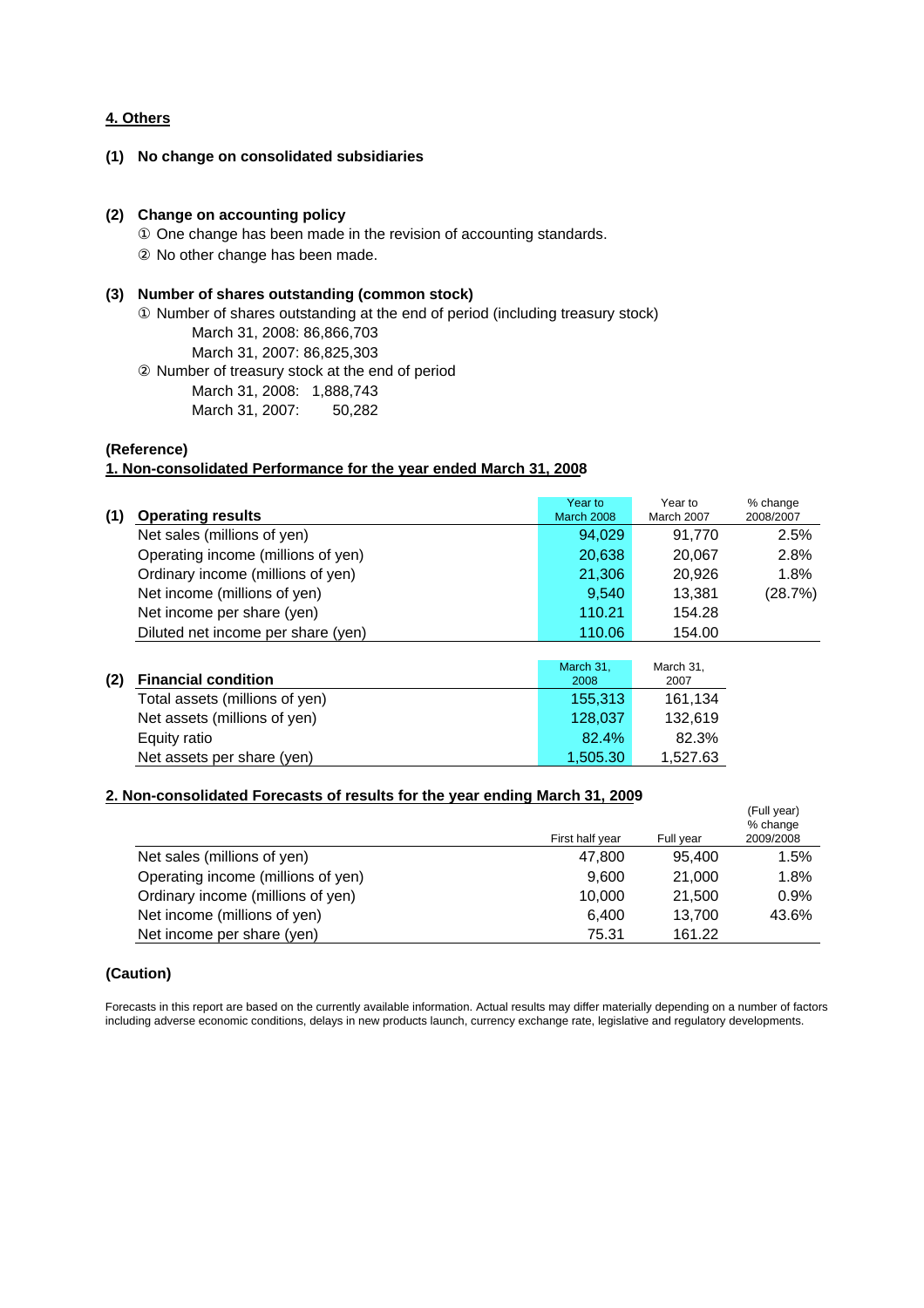## 4. Others

**(1) No change on consolidated subsidiaries**

**(2) Change on accounting policy**

① One change has been made in the revision of accounting standards.

② No other change has been made.

**(3) Number of shares outstanding (common stock)**

① Number of shares outstanding at the end of period (including treasury stock)

March 31, 2008: 86,866,703

March 31, 2007: 86,825,303

② Number of treasury stock at the end of period

March 31, 2008: 1,888,743

March 31, 2007: 50,282

**(Reference)**

## 1. Non-consolidated Performance for the year ended March 31, 2008

| (1) Operating results | Year to March 2008 | Year to March 2007 | % change 2008/2007 |
|---|---|---|---|
| Net sales (millions of yen) | 94,029 | 91,770 | 2.5% |
| Operating income (millions of yen) | 20,638 | 20,067 | 2.8% |
| Ordinary income (millions of yen) | 21,306 | 20,926 | 1.8% |
| Net income (millions of yen) | 9,540 | 13,381 | (28.7%) |
| Net income per share (yen) | 110.21 | 154.28 | |
| Diluted net income per share (yen) | 110.06 | 154.00 | |

| (2) Financial condition | March 31, 2008 | March 31, 2007 |
|---|---|---|
| Total assets (millions of yen) | 155,313 | 161,134 |
| Net assets (millions of yen) | 128,037 | 132,619 |
| Equity ratio | 82.4% | 82.3% |
| Net assets per share (yen) | 1,505.30 | 1,527.63 |

## 2. Non-consolidated Forecasts of results for the year ending March 31, 2009

| | First half year | Full year | (Full year) % change 2009/2008 |
|---|---|---|---|
| Net sales (millions of yen) | 47,800 | 95,400 | 1.5% |
| Operating income (millions of yen) | 9,600 | 21,000 | 1.8% |
| Ordinary income (millions of yen) | 10,000 | 21,500 | 0.9% |
| Net income (millions of yen) | 6,400 | 13,700 | 43.6% |
| Net income per share (yen) | 75.31 | 161.22 | |

**(Caution)**

Forecasts in this report are based on the currently available information. Actual results may differ materially depending on a number of factors including adverse economic conditions, delays in new products launch, currency exchange rate, legislative and regulatory developments.